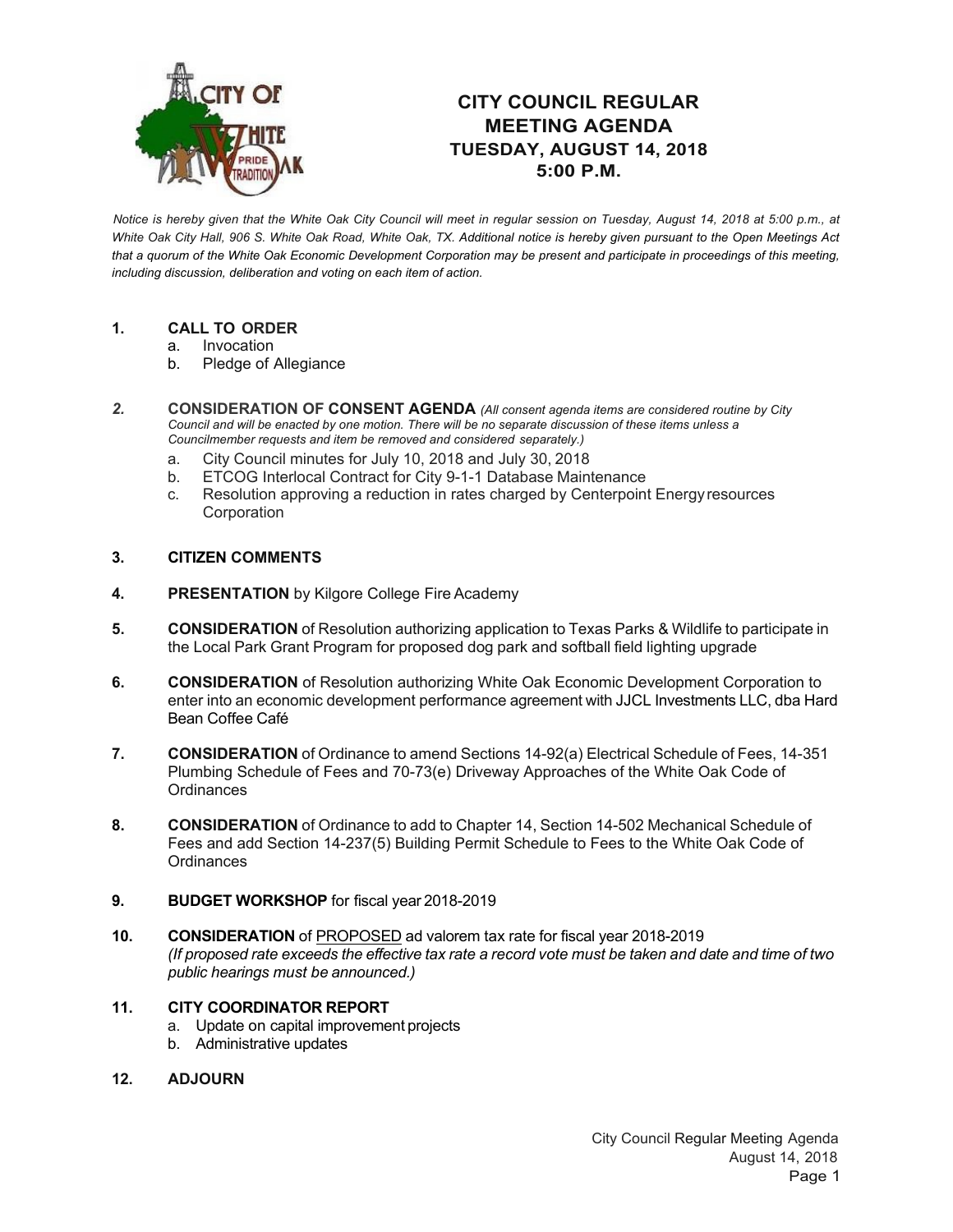# CITY COUNCIL REGULAR MEETING AGENDA
## TUESDAY, AUGUST 14, 2018
## 5:00 P.M.

*Notice is hereby given that the White Oak City Council will meet in regular session on Tuesday, August 14, 2018 at 5:00 p.m., at White Oak City Hall, 906 S. White Oak Road, White Oak, TX. Additional notice is hereby given pursuant to the Open Meetings Act that a quorum of the White Oak Economic Development Corporation may be present and participate in proceedings of this meeting, including discussion, deliberation and voting on each item of action.*

1. **CALL TO ORDER**
   a. Invocation
   b. Pledge of Allegiance

2. **CONSIDERATION OF CONSENT AGENDA** *(All consent agenda items are considered routine by City Council and will be enacted by one motion. There will be no separate discussion of these items unless a Councilmember requests and item be removed and considered separately.)*
   a. City Council minutes for July 10, 2018 and July 30, 2018
   b. ETCOG Interlocal Contract for City 9-1-1 Database Maintenance
   c. Resolution approving a reduction in rates charged by Centerpoint Energy resources Corporation

3. **CITIZEN COMMENTS**

4. **PRESENTATION** by Kilgore College Fire Academy

5. **CONSIDERATION** of Resolution authorizing application to Texas Parks & Wildlife to participate in the Local Park Grant Program for proposed dog park and softball field lighting upgrade

6. **CONSIDERATION** of Resolution authorizing White Oak Economic Development Corporation to enter into an economic development performance agreement with JJCL Investments LLC, dba Hard Bean Coffee Café

7. **CONSIDERATION** of Ordinance to amend Sections 14-92(a) Electrical Schedule of Fees, 14-351 Plumbing Schedule of Fees and 70-73(e) Driveway Approaches of the White Oak Code of Ordinances

8. **CONSIDERATION** of Ordinance to add to Chapter 14, Section 14-502 Mechanical Schedule of Fees and add Section 14-237(5) Building Permit Schedule to Fees to the White Oak Code of Ordinances

9. **BUDGET WORKSHOP** for fiscal year 2018-2019

10. **CONSIDERATION** of PROPOSED ad valorem tax rate for fiscal year 2018-2019
    *(If proposed rate exceeds the effective tax rate a record vote must be taken and date and time of two public hearings must be announced.)*

11. **CITY COORDINATOR REPORT**
    a. Update on capital improvement projects
    b. Administrative updates

12. **ADJOURN**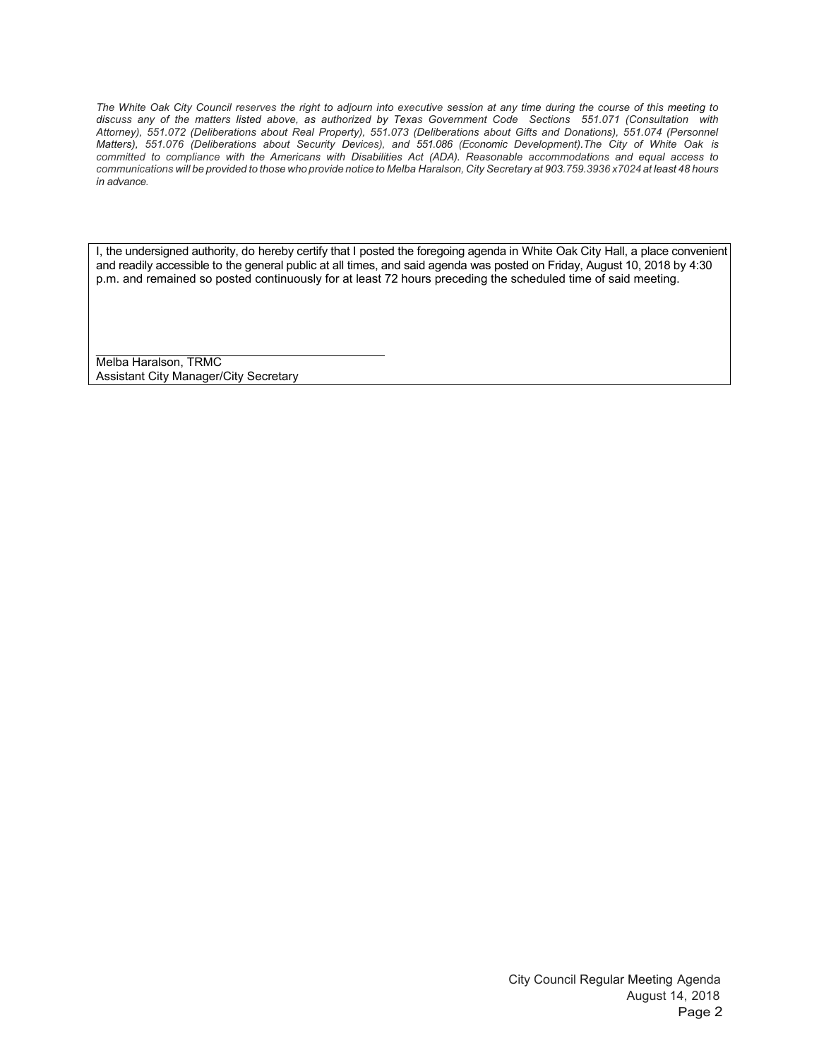*The White Oak City Council reserves the right to adjourn into executive session at any time during the course of this meeting to discuss any of the matters listed above, as authorized by Texas Government Code Sections 551.071 (Consultation with Attorney), 551.072 (Deliberations about Real Property), 551.073 (Deliberations about Gifts and Donations), 551.074 (Personnel Matters), 551.076 (Deliberations about Security Devices), and 551.086 (Economic Development).The City of White Oak is committed to compliance with the Americans with Disabilities Act (ADA). Reasonable accommodations and equal access to communications will be provided to those who provide notice to Melba Haralson, City Secretary at 903.759.3936 x7024 at least 48 hours in advance.*

I, the undersigned authority, do hereby certify that I posted the foregoing agenda in White Oak City Hall, a place convenient and readily accessible to the general public at all times, and said agenda was posted on Friday, August 10, 2018 by 4:30 p.m. and remained so posted continuously for at least 72 hours preceding the scheduled time of said meeting.

\_\_\_\_\_\_\_\_\_\_\_\_\_\_\_\_\_\_\_\_\_\_\_\_\_\_\_\_\_\_\_\_\_\_\_\_\_\_\_\_

Melba Haralson, TRMC
Assistant City Manager/City Secretary